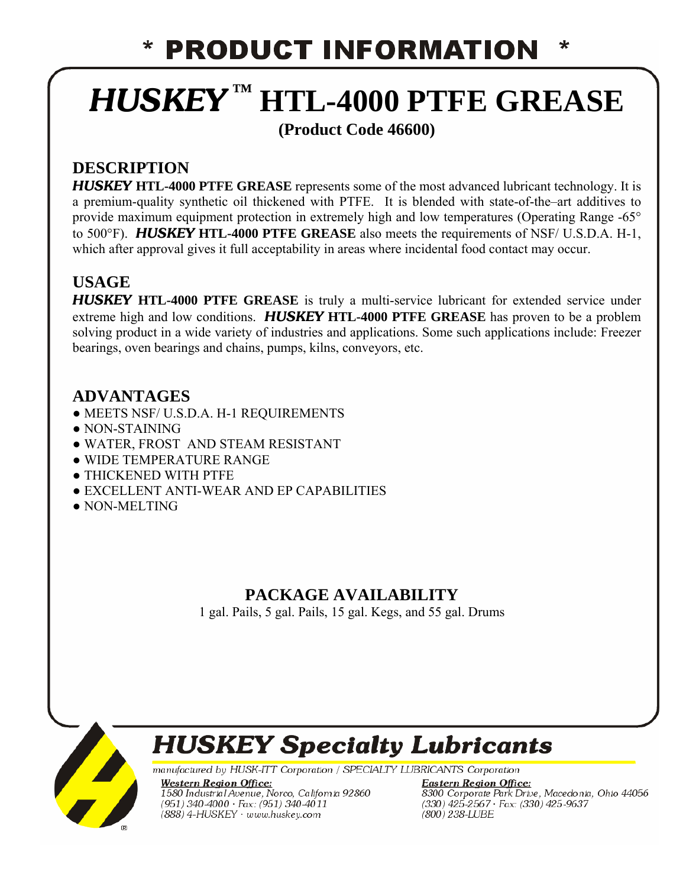# * PRODUCT INFORMATION *

# *HUSKEY*™ HTL-4000 PTFE GREASE

**(Product Code 46600)**

## DESCRIPTION

***HUSKEY*** **HTL-4000 PTFE GREASE** represents some of the most advanced lubricant technology. It is a premium-quality synthetic oil thickened with PTFE. It is blended with state-of-the–art additives to provide maximum equipment protection in extremely high and low temperatures (Operating Range -65° to 500°F). ***HUSKEY*** **HTL-4000 PTFE GREASE** also meets the requirements of NSF/ U.S.D.A. H-1, which after approval gives it full acceptability in areas where incidental food contact may occur.

## USAGE

***HUSKEY*** **HTL-4000 PTFE GREASE** is truly a multi-service lubricant for extended service under extreme high and low conditions. ***HUSKEY*** **HTL-4000 PTFE GREASE** has proven to be a problem solving product in a wide variety of industries and applications. Some such applications include: Freezer bearings, oven bearings and chains, pumps, kilns, conveyors, etc.

## ADVANTAGES

- MEETS NSF/ U.S.D.A. H-1 REQUIREMENTS
- NON-STAINING
- WATER, FROST AND STEAM RESISTANT
- WIDE TEMPERATURE RANGE
- THICKENED WITH PTFE
- EXCELLENT ANTI-WEAR AND EP CAPABILITIES
- NON-MELTING

## PACKAGE AVAILABILITY

1 gal. Pails, 5 gal. Pails, 15 gal. Kegs, and 55 gal. Drums

**HUSKEY Specialty Lubricants**

*manufactured by HUSK-ITT Corporation / SPECIALTY LUBRICANTS Corporation*

***Western Region Office:***
*1580 Industrial Avenue, Norco, California 92860*
*(951) 340-4000 · Fax: (951) 340-4011*
*(888) 4-HUSKEY · www.huskey.com*

***Eastern Region Office:***
*8300 Corporate Park Drive, Macedonia, Ohio 44056*
*(330) 425-2567 · Fax: (330) 425-9637*
*(800) 238-LUBE*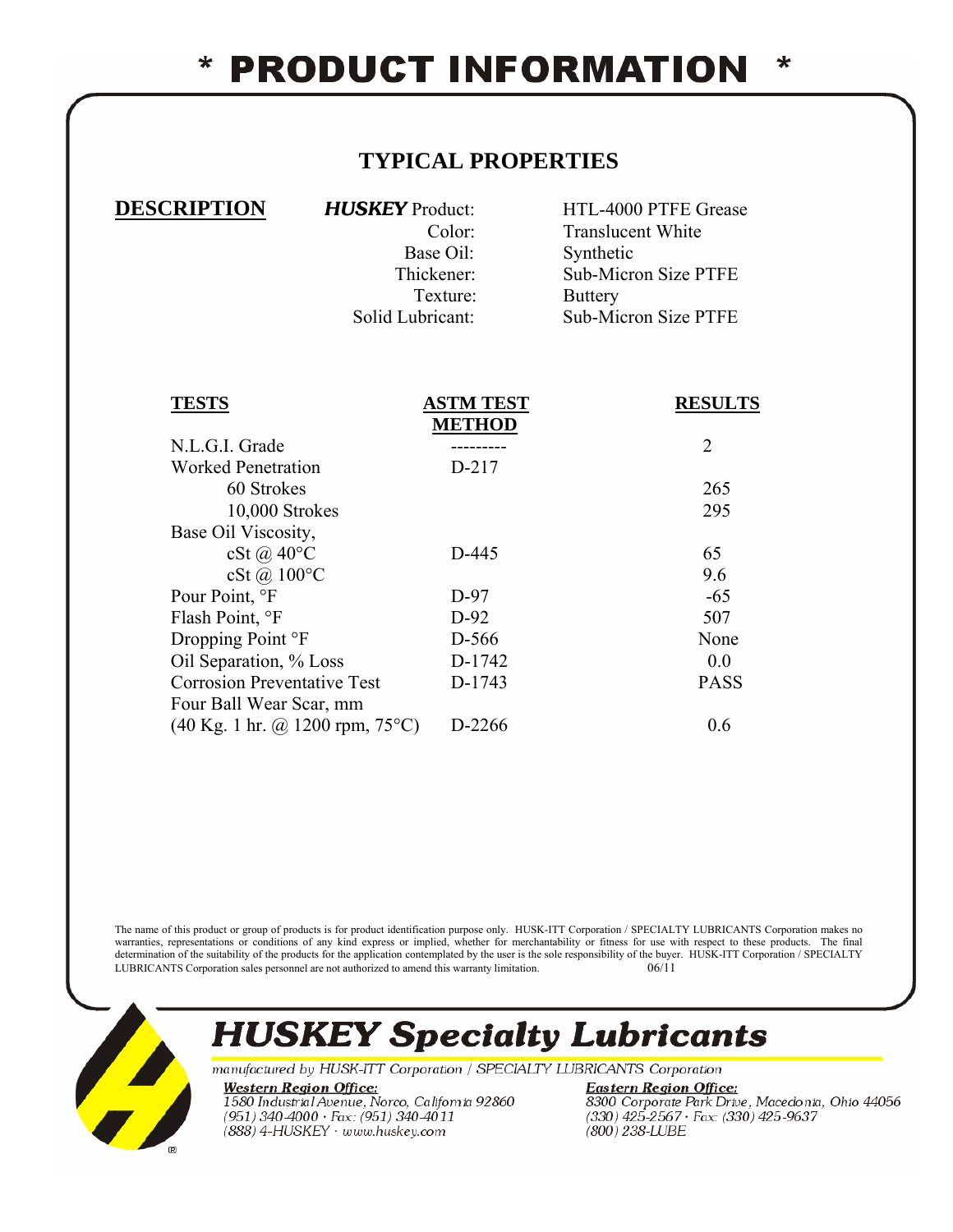# * PRODUCT INFORMATION *

## TYPICAL PROPERTIES

**DESCRIPTION**

| | |
|---|---|
| ***HUSKEY*** Product: | HTL-4000 PTFE Grease |
| Color: | Translucent White |
| Base Oil: | Synthetic |
| Thickener: | Sub-Micron Size PTFE |
| Texture: | Buttery |
| Solid Lubricant: | Sub-Micron Size PTFE |

| TESTS | ASTM TEST METHOD | RESULTS |
|---|---|---|
| N.L.G.I. Grade | --------- | 2 |
| Worked Penetration | D-217 | |
| 60 Strokes | | 265 |
| 10,000 Strokes | | 295 |
| Base Oil Viscosity, | | |
| cSt @ 40°C | D-445 | 65 |
| cSt @ 100°C | | 9.6 |
| Pour Point, °F | D-97 | -65 |
| Flash Point, °F | D-92 | 507 |
| Dropping Point °F | D-566 | None |
| Oil Separation, % Loss | D-1742 | 0.0 |
| Corrosion Preventative Test | D-1743 | PASS |
| Four Ball Wear Scar, mm (40 Kg. 1 hr. @ 1200 rpm, 75°C) | D-2266 | 0.6 |

The name of this product or group of products is for product identification purpose only. HUSK-ITT Corporation / SPECIALTY LUBRICANTS Corporation makes no warranties, representations or conditions of any kind express or implied, whether for merchantability or fitness for use with respect to these products. The final determination of the suitability of the products for the application contemplated by the user is the sole responsibility of the buyer. HUSK-ITT Corporation / SPECIALTY LUBRICANTS Corporation sales personnel are not authorized to amend this warranty limitation. 06/11

## *HUSKEY Specialty Lubricants*

*manufactured by HUSK-ITT Corporation / SPECIALTY LUBRICANTS Corporation*

***Western Region Office:***
*1580 Industrial Avenue, Norco, California 92860*
*(951) 340-4000 · Fax: (951) 340-4011*
*(888) 4-HUSKEY · www.huskey.com*

***Eastern Region Office:***
*8300 Corporate Park Drive, Macedonia, Ohio 44056*
*(330) 425-2567 · Fax: (330) 425-9637*
*(800) 238-LUBE*